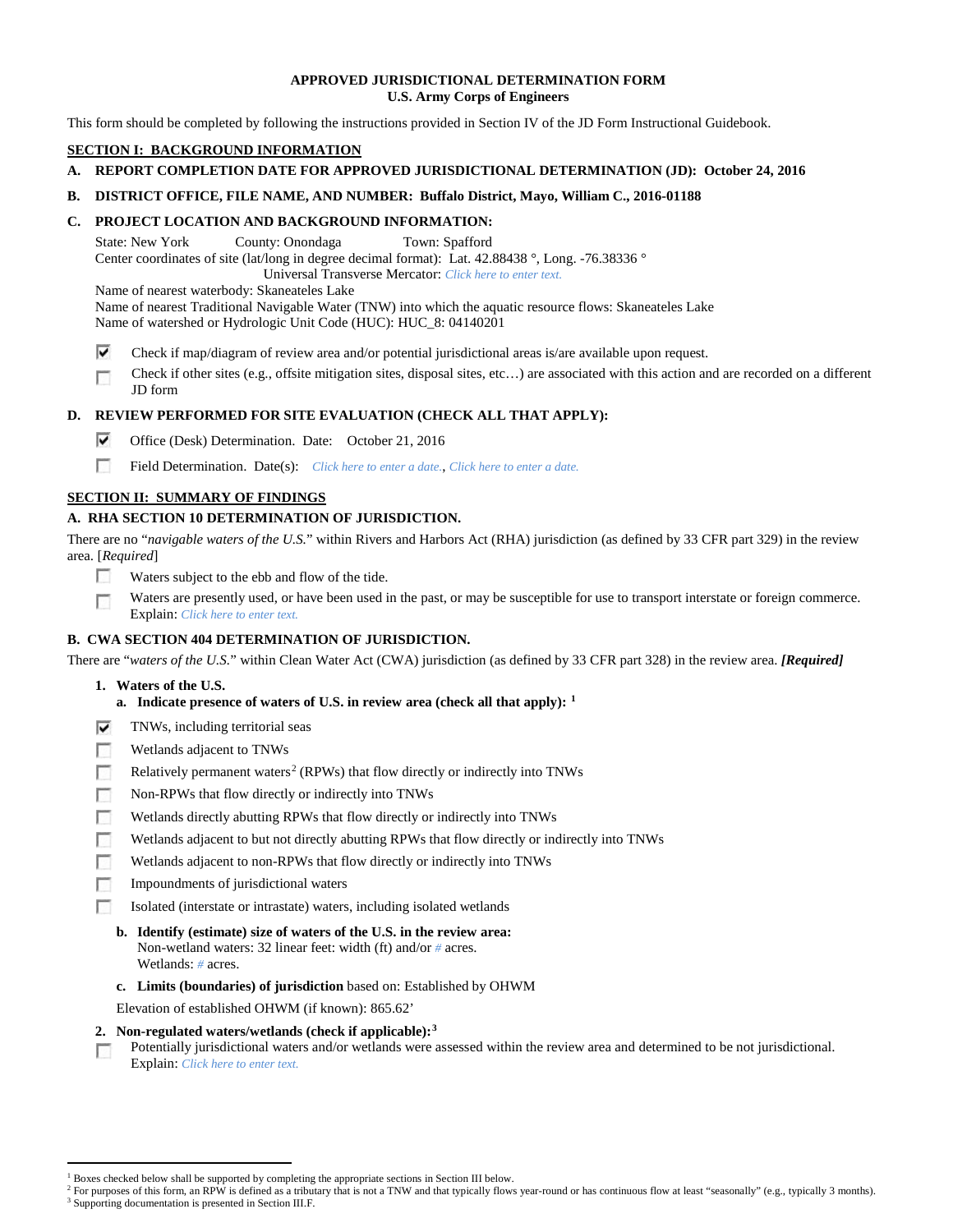# APPROVED JURISDICTIONAL DETERMINATION FORM
## U.S. Army Corps of Engineers

This form should be completed by following the instructions provided in Section IV of the JD Form Instructional Guidebook.

## SECTION I: BACKGROUND INFORMATION

**A. REPORT COMPLETION DATE FOR APPROVED JURISDICTIONAL DETERMINATION (JD): October 24, 2016**

**B. DISTRICT OFFICE, FILE NAME, AND NUMBER: Buffalo District, Mayo, William C., 2016-01188**

**C. PROJECT LOCATION AND BACKGROUND INFORMATION:**

State: New York County: Onondaga Town: Spafford
Center coordinates of site (lat/long in degree decimal format): Lat. 42.88438 °, Long. -76.38336 °
Universal Transverse Mercator: *Click here to enter text.*
Name of nearest waterbody: Skaneateles Lake
Name of nearest Traditional Navigable Water (TNW) into which the aquatic resource flows: Skaneateles Lake
Name of watershed or Hydrologic Unit Code (HUC): HUC_8: 04140201

- [x] Check if map/diagram of review area and/or potential jurisdictional areas is/are available upon request.
- [ ] Check if other sites (e.g., offsite mitigation sites, disposal sites, etc…) are associated with this action and are recorded on a different JD form

**D. REVIEW PERFORMED FOR SITE EVALUATION (CHECK ALL THAT APPLY):**

- [x] Office (Desk) Determination. Date: October 21, 2016
- [ ] Field Determination. Date(s): *Click here to enter a date.*, *Click here to enter a date.*

## SECTION II: SUMMARY OF FINDINGS

**A. RHA SECTION 10 DETERMINATION OF JURISDICTION.**

There are no "*navigable waters of the U.S.*" within Rivers and Harbors Act (RHA) jurisdiction (as defined by 33 CFR part 329) in the review area. [*Required*]

- [ ] Waters subject to the ebb and flow of the tide.
- [ ] Waters are presently used, or have been used in the past, or may be susceptible for use to transport interstate or foreign commerce. Explain: *Click here to enter text.*

**B. CWA SECTION 404 DETERMINATION OF JURISDICTION.**

There are "*waters of the U.S.*" within Clean Water Act (CWA) jurisdiction (as defined by 33 CFR part 328) in the review area. ***[Required]***

**1. Waters of the U.S.**

**a. Indicate presence of waters of U.S. in review area (check all that apply):** [1]

- [x] TNWs, including territorial seas
- [ ] Wetlands adjacent to TNWs
- [ ] Relatively permanent waters[2] (RPWs) that flow directly or indirectly into TNWs
- [ ] Non-RPWs that flow directly or indirectly into TNWs
- [ ] Wetlands directly abutting RPWs that flow directly or indirectly into TNWs
- [ ] Wetlands adjacent to but not directly abutting RPWs that flow directly or indirectly into TNWs
- [ ] Wetlands adjacent to non-RPWs that flow directly or indirectly into TNWs
- [ ] Impoundments of jurisdictional waters
- [ ] Isolated (interstate or intrastate) waters, including isolated wetlands

**b. Identify (estimate) size of waters of the U.S. in the review area:**
Non-wetland waters: 32 linear feet: width (ft) and/or # acres.
Wetlands: # acres.

**c. Limits (boundaries) of jurisdiction** based on: Established by OHWM

Elevation of established OHWM (if known): 865.62'

**2. Non-regulated waters/wetlands (check if applicable):**[3]

- [ ] Potentially jurisdictional waters and/or wetlands were assessed within the review area and determined to be not jurisdictional. Explain: *Click here to enter text.*

---

[1] Boxes checked below shall be supported by completing the appropriate sections in Section III below.
[2] For purposes of this form, an RPW is defined as a tributary that is not a TNW and that typically flows year-round or has continuous flow at least "seasonally" (e.g., typically 3 months).
[3] Supporting documentation is presented in Section III.F.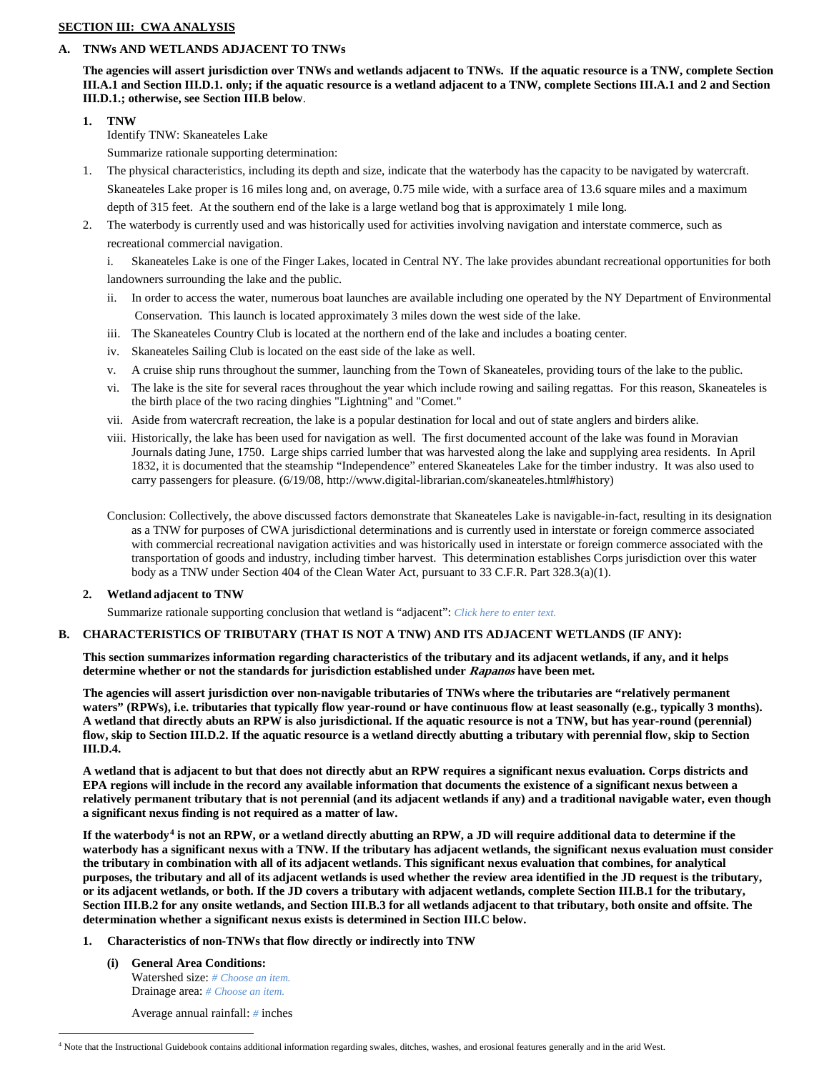**SECTION III: CWA ANALYSIS**

**A. TNWs AND WETLANDS ADJACENT TO TNWs**

**The agencies will assert jurisdiction over TNWs and wetlands adjacent to TNWs. If the aquatic resource is a TNW, complete Section III.A.1 and Section III.D.1. only; if the aquatic resource is a wetland adjacent to a TNW, complete Sections III.A.1 and 2 and Section III.D.1.; otherwise, see Section III.B below**.

**1. TNW**

Identify TNW: Skaneateles Lake

Summarize rationale supporting determination:

1. The physical characteristics, including its depth and size, indicate that the waterbody has the capacity to be navigated by watercraft. Skaneateles Lake proper is 16 miles long and, on average, 0.75 mile wide, with a surface area of 13.6 square miles and a maximum depth of 315 feet. At the southern end of the lake is a large wetland bog that is approximately 1 mile long.
2. The waterbody is currently used and was historically used for activities involving navigation and interstate commerce, such as recreational commercial navigation.

   i. Skaneateles Lake is one of the Finger Lakes, located in Central NY. The lake provides abundant recreational opportunities for both landowners surrounding the lake and the public.

   ii. In order to access the water, numerous boat launches are available including one operated by the NY Department of Environmental Conservation. This launch is located approximately 3 miles down the west side of the lake.

   iii. The Skaneateles Country Club is located at the northern end of the lake and includes a boating center.

   iv. Skaneateles Sailing Club is located on the east side of the lake as well.

   v. A cruise ship runs throughout the summer, launching from the Town of Skaneateles, providing tours of the lake to the public.

   vi. The lake is the site for several races throughout the year which include rowing and sailing regattas. For this reason, Skaneateles is the birth place of the two racing dinghies "Lightning" and "Comet."

   vii. Aside from watercraft recreation, the lake is a popular destination for local and out of state anglers and birders alike.

   viii. Historically, the lake has been used for navigation as well. The first documented account of the lake was found in Moravian Journals dating June, 1750. Large ships carried lumber that was harvested along the lake and supplying area residents. In April 1832, it is documented that the steamship "Independence" entered Skaneateles Lake for the timber industry. It was also used to carry passengers for pleasure. (6/19/08, http://www.digital-librarian.com/skaneateles.html#history)

   Conclusion: Collectively, the above discussed factors demonstrate that Skaneateles Lake is navigable-in-fact, resulting in its designation as a TNW for purposes of CWA jurisdictional determinations and is currently used in interstate or foreign commerce associated with commercial recreational navigation activities and was historically used in interstate or foreign commerce associated with the transportation of goods and industry, including timber harvest. This determination establishes Corps jurisdiction over this water body as a TNW under Section 404 of the Clean Water Act, pursuant to 33 C.F.R. Part 328.3(a)(1).

**2. Wetland adjacent to TNW**

Summarize rationale supporting conclusion that wetland is "adjacent": *Click here to enter text.*

**B. CHARACTERISTICS OF TRIBUTARY (THAT IS NOT A TNW) AND ITS ADJACENT WETLANDS (IF ANY):**

**This section summarizes information regarding characteristics of the tributary and its adjacent wetlands, if any, and it helps determine whether or not the standards for jurisdiction established under *Rapanos* have been met.**

**The agencies will assert jurisdiction over non-navigable tributaries of TNWs where the tributaries are "relatively permanent waters" (RPWs), i.e. tributaries that typically flow year-round or have continuous flow at least seasonally (e.g., typically 3 months). A wetland that directly abuts an RPW is also jurisdictional. If the aquatic resource is not a TNW, but has year-round (perennial) flow, skip to Section III.D.2. If the aquatic resource is a wetland directly abutting a tributary with perennial flow, skip to Section III.D.4.**

**A wetland that is adjacent to but that does not directly abut an RPW requires a significant nexus evaluation. Corps districts and EPA regions will include in the record any available information that documents the existence of a significant nexus between a relatively permanent tributary that is not perennial (and its adjacent wetlands if any) and a traditional navigable water, even though a significant nexus finding is not required as a matter of law.**

**If the waterbody[4] is not an RPW, or a wetland directly abutting an RPW, a JD will require additional data to determine if the waterbody has a significant nexus with a TNW. If the tributary has adjacent wetlands, the significant nexus evaluation must consider the tributary in combination with all of its adjacent wetlands. This significant nexus evaluation that combines, for analytical purposes, the tributary and all of its adjacent wetlands is used whether the review area identified in the JD request is the tributary, or its adjacent wetlands, or both. If the JD covers a tributary with adjacent wetlands, complete Section III.B.1 for the tributary, Section III.B.2 for any onsite wetlands, and Section III.B.3 for all wetlands adjacent to that tributary, both onsite and offsite. The determination whether a significant nexus exists is determined in Section III.C below.**

**1. Characteristics of non-TNWs that flow directly or indirectly into TNW**

**(i) General Area Conditions:**

Watershed size: *# Choose an item.*

Drainage area: *# Choose an item.*

Average annual rainfall: *#* inches

[4] Note that the Instructional Guidebook contains additional information regarding swales, ditches, washes, and erosional features generally and in the arid West.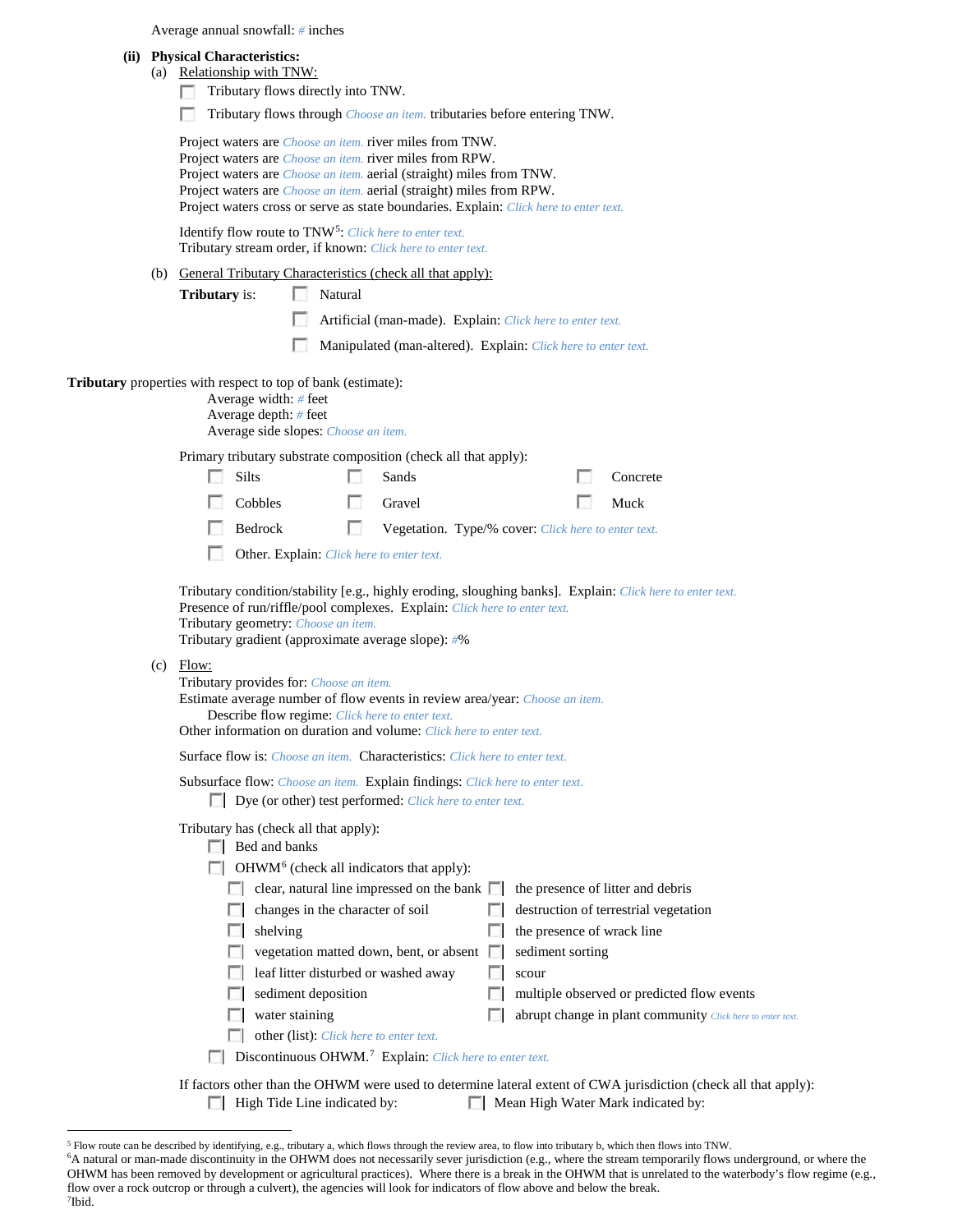Average annual snowfall: # inches

**(ii) Physical Characteristics:**

(a) Relationship with TNW:

- ☐ Tributary flows directly into TNW.
- ☐ Tributary flows through *Choose an item.* tributaries before entering TNW.

Project waters are *Choose an item.* river miles from TNW.
Project waters are *Choose an item.* river miles from RPW.
Project waters are *Choose an item.* aerial (straight) miles from TNW.
Project waters are *Choose an item.* aerial (straight) miles from RPW.
Project waters cross or serve as state boundaries. Explain: *Click here to enter text.*

Identify flow route to TNW[5]: *Click here to enter text.*
Tributary stream order, if known: *Click here to enter text.*

(b) General Tributary Characteristics (check all that apply):

**Tributary** is:
- ☐ Natural
- ☐ Artificial (man-made). Explain: *Click here to enter text.*
- ☐ Manipulated (man-altered). Explain: *Click here to enter text.*

**Tributary** properties with respect to top of bank (estimate):
Average width: # feet
Average depth: # feet
Average side slopes: *Choose an item.*

Primary tributary substrate composition (check all that apply):

- ☐ Silts
- ☐ Sands
- ☐ Concrete
- ☐ Cobbles
- ☐ Gravel
- ☐ Muck
- ☐ Bedrock
- ☐ Vegetation. Type/% cover: *Click here to enter text.*
- ☐ Other. Explain: *Click here to enter text.*

Tributary condition/stability [e.g., highly eroding, sloughing banks]. Explain: *Click here to enter text.*
Presence of run/riffle/pool complexes. Explain: *Click here to enter text.*
Tributary geometry: *Choose an item.*
Tributary gradient (approximate average slope): #%

(c) Flow:

Tributary provides for: *Choose an item.*
Estimate average number of flow events in review area/year: *Choose an item.*
Describe flow regime: *Click here to enter text.*
Other information on duration and volume: *Click here to enter text.*

Surface flow is: *Choose an item.* Characteristics: *Click here to enter text.*

Subsurface flow: *Choose an item.* Explain findings: *Click here to enter text.*
- ☐ Dye (or other) test performed: *Click here to enter text.*

Tributary has (check all that apply):
- ☐ Bed and banks
- ☐ OHWM[6] (check all indicators that apply):
  - ☐ clear, natural line impressed on the bank
  - ☐ the presence of litter and debris
  - ☐ changes in the character of soil
  - ☐ destruction of terrestrial vegetation
  - ☐ shelving
  - ☐ the presence of wrack line
  - ☐ vegetation matted down, bent, or absent
  - ☐ sediment sorting
  - ☐ leaf litter disturbed or washed away
  - ☐ scour
  - ☐ sediment deposition
  - ☐ multiple observed or predicted flow events
  - ☐ water staining
  - ☐ abrupt change in plant community *Click here to enter text.*
  - ☐ other (list): *Click here to enter text.*
- ☐ Discontinuous OHWM.[7] Explain: *Click here to enter text.*

If factors other than the OHWM were used to determine lateral extent of CWA jurisdiction (check all that apply):
- ☐ High Tide Line indicated by:
- ☐ Mean High Water Mark indicated by:

---

[5] Flow route can be described by identifying, e.g., tributary a, which flows through the review area, to flow into tributary b, which then flows into TNW.
[6] A natural or man-made discontinuity in the OHWM does not necessarily sever jurisdiction (e.g., where the stream temporarily flows underground, or where the OHWM has been removed by development or agricultural practices). Where there is a break in the OHWM that is unrelated to the waterbody's flow regime (e.g., flow over a rock outcrop or through a culvert), the agencies will look for indicators of flow above and below the break.
[7] Ibid.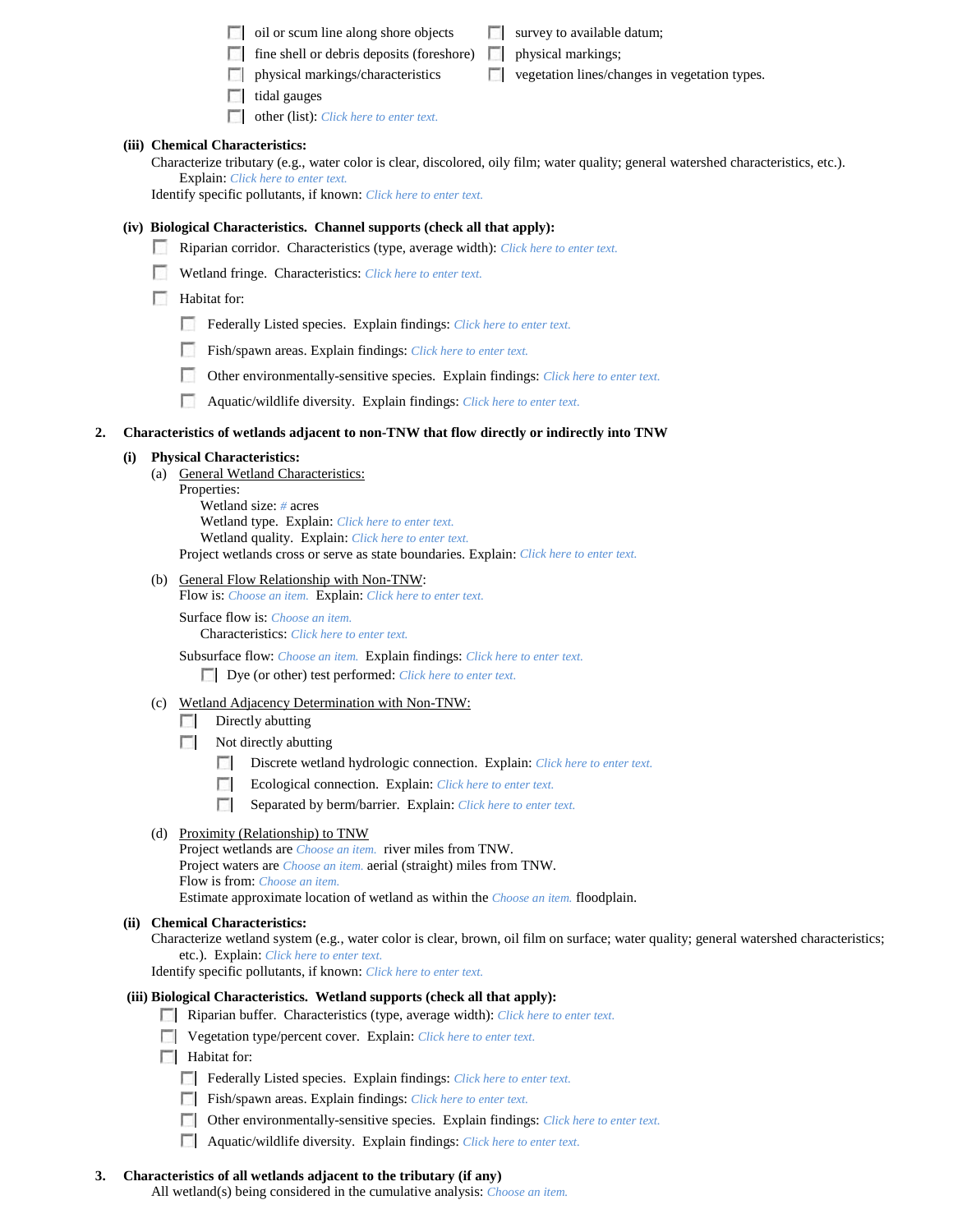- ☐ oil or scum line along shore objects
- ☐ fine shell or debris deposits (foreshore)
- ☐ physical markings/characteristics
- ☐ tidal gauges
- ☐ other (list): Click here to enter text.
- ☐ survey to available datum;
- ☐ physical markings;
- ☐ vegetation lines/changes in vegetation types.

**(iii) Chemical Characteristics:**

Characterize tributary (e.g., water color is clear, discolored, oily film; water quality; general watershed characteristics, etc.). Explain: Click here to enter text.

Identify specific pollutants, if known: Click here to enter text.

**(iv) Biological Characteristics. Channel supports (check all that apply):**

- ☐ Riparian corridor. Characteristics (type, average width): Click here to enter text.
- ☐ Wetland fringe. Characteristics: Click here to enter text.
- ☐ Habitat for:
  - ☐ Federally Listed species. Explain findings: Click here to enter text.
  - ☐ Fish/spawn areas. Explain findings: Click here to enter text.
  - ☐ Other environmentally-sensitive species. Explain findings: Click here to enter text.
  - ☐ Aquatic/wildlife diversity. Explain findings: Click here to enter text.

**2. Characteristics of wetlands adjacent to non-TNW that flow directly or indirectly into TNW**

**(i) Physical Characteristics:**

(a) General Wetland Characteristics:

Properties:

Wetland size: # acres

Wetland type. Explain: Click here to enter text.

Wetland quality. Explain: Click here to enter text.

Project wetlands cross or serve as state boundaries. Explain: Click here to enter text.

(b) General Flow Relationship with Non-TNW:

Flow is: Choose an item. Explain: Click here to enter text.

Surface flow is: Choose an item.

Characteristics: Click here to enter text.

Subsurface flow: Choose an item. Explain findings: Click here to enter text.

- ☐ Dye (or other) test performed: Click here to enter text.

(c) Wetland Adjacency Determination with Non-TNW:

- ☐ Directly abutting
- ☐ Not directly abutting
  - ☐ Discrete wetland hydrologic connection. Explain: Click here to enter text.
  - ☐ Ecological connection. Explain: Click here to enter text.
  - ☐ Separated by berm/barrier. Explain: Click here to enter text.

(d) Proximity (Relationship) to TNW

Project wetlands are Choose an item. river miles from TNW.

Project waters are Choose an item. aerial (straight) miles from TNW.

Flow is from: Choose an item.

Estimate approximate location of wetland as within the Choose an item. floodplain.

**(ii) Chemical Characteristics:**

Characterize wetland system (e.g., water color is clear, brown, oil film on surface; water quality; general watershed characteristics; etc.). Explain: Click here to enter text.

Identify specific pollutants, if known: Click here to enter text.

**(iii) Biological Characteristics. Wetland supports (check all that apply):**

- ☐ Riparian buffer. Characteristics (type, average width): Click here to enter text.
- ☐ Vegetation type/percent cover. Explain: Click here to enter text.
- ☐ Habitat for:
  - ☐ Federally Listed species. Explain findings: Click here to enter text.
  - ☐ Fish/spawn areas. Explain findings: Click here to enter text.
  - ☐ Other environmentally-sensitive species. Explain findings: Click here to enter text.
  - ☐ Aquatic/wildlife diversity. Explain findings: Click here to enter text.

**3. Characteristics of all wetlands adjacent to the tributary (if any)**

All wetland(s) being considered in the cumulative analysis: Choose an item.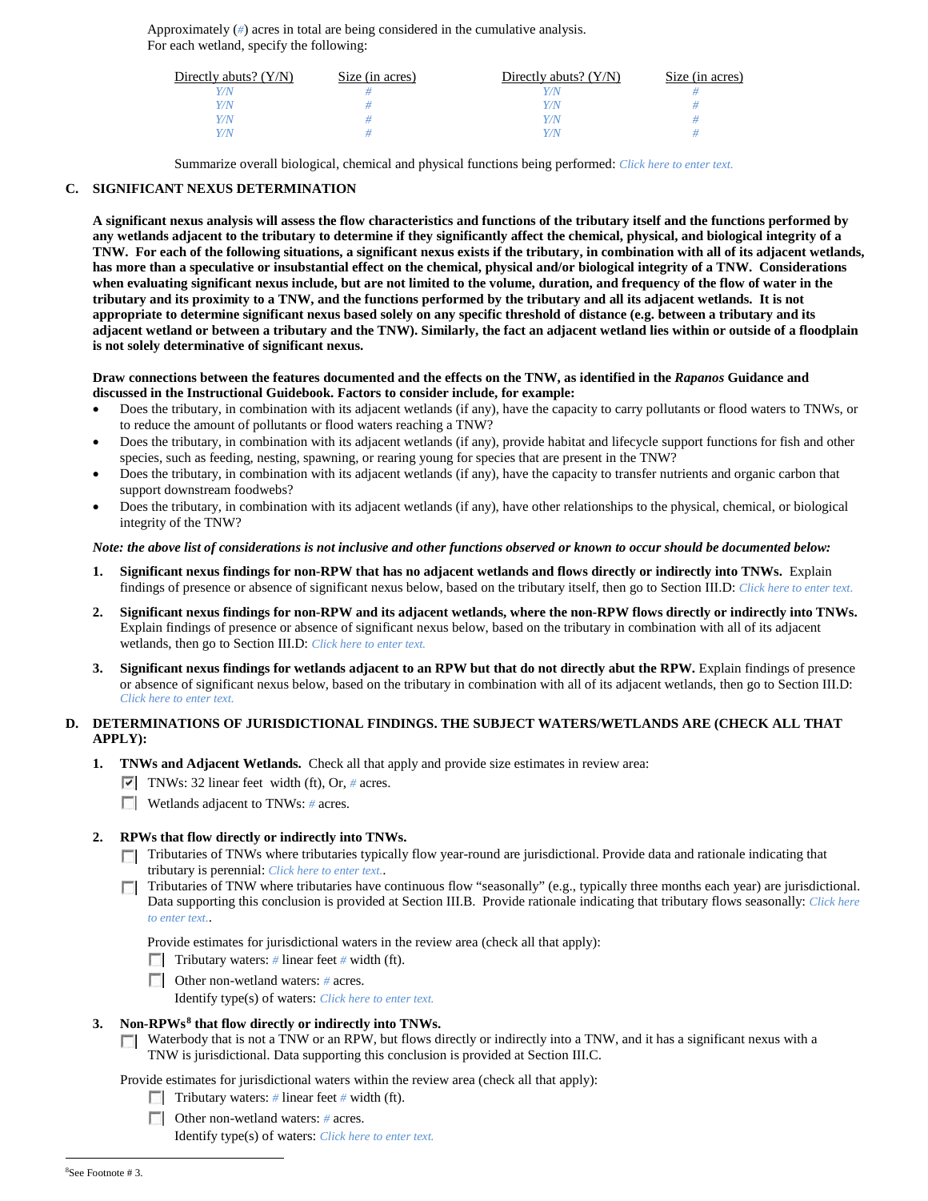Approximately (#) acres in total are being considered in the cumulative analysis.
For each wetland, specify the following:

| Directly abuts? (Y/N) | Size (in acres) | Directly abuts? (Y/N) | Size (in acres) |
|---|---|---|---|
| Y/N | # | Y/N | # |
| Y/N | # | Y/N | # |
| Y/N | # | Y/N | # |
| Y/N | # | Y/N | # |

Summarize overall biological, chemical and physical functions being performed: Click here to enter text.

## C. SIGNIFICANT NEXUS DETERMINATION

**A significant nexus analysis will assess the flow characteristics and functions of the tributary itself and the functions performed by any wetlands adjacent to the tributary to determine if they significantly affect the chemical, physical, and biological integrity of a TNW. For each of the following situations, a significant nexus exists if the tributary, in combination with all of its adjacent wetlands, has more than a speculative or insubstantial effect on the chemical, physical and/or biological integrity of a TNW. Considerations when evaluating significant nexus include, but are not limited to the volume, duration, and frequency of the flow of water in the tributary and its proximity to a TNW, and the functions performed by the tributary and all its adjacent wetlands. It is not appropriate to determine significant nexus based solely on any specific threshold of distance (e.g. between a tributary and its adjacent wetland or between a tributary and the TNW). Similarly, the fact an adjacent wetland lies within or outside of a floodplain is not solely determinative of significant nexus.**

**Draw connections between the features documented and the effects on the TNW, as identified in the *Rapanos* Guidance and discussed in the Instructional Guidebook. Factors to consider include, for example:**

- Does the tributary, in combination with its adjacent wetlands (if any), have the capacity to carry pollutants or flood waters to TNWs, or to reduce the amount of pollutants or flood waters reaching a TNW?
- Does the tributary, in combination with its adjacent wetlands (if any), provide habitat and lifecycle support functions for fish and other species, such as feeding, nesting, spawning, or rearing young for species that are present in the TNW?
- Does the tributary, in combination with its adjacent wetlands (if any), have the capacity to transfer nutrients and organic carbon that support downstream foodwebs?
- Does the tributary, in combination with its adjacent wetlands (if any), have other relationships to the physical, chemical, or biological integrity of the TNW?

***Note: the above list of considerations is not inclusive and other functions observed or known to occur should be documented below:***

1. **Significant nexus findings for non-RPW that has no adjacent wetlands and flows directly or indirectly into TNWs.** Explain findings of presence or absence of significant nexus below, based on the tributary itself, then go to Section III.D: Click here to enter text.

2. **Significant nexus findings for non-RPW and its adjacent wetlands, where the non-RPW flows directly or indirectly into TNWs.** Explain findings of presence or absence of significant nexus below, based on the tributary in combination with all of its adjacent wetlands, then go to Section III.D: Click here to enter text.

3. **Significant nexus findings for wetlands adjacent to an RPW but that do not directly abut the RPW.** Explain findings of presence or absence of significant nexus below, based on the tributary in combination with all of its adjacent wetlands, then go to Section III.D: Click here to enter text.

## D. DETERMINATIONS OF JURISDICTIONAL FINDINGS. THE SUBJECT WATERS/WETLANDS ARE (CHECK ALL THAT APPLY):

1. **TNWs and Adjacent Wetlands.** Check all that apply and provide size estimates in review area:
   - ☑ TNWs: 32 linear feet width (ft), Or, # acres.
   - ☐ Wetlands adjacent to TNWs: # acres.

2. **RPWs that flow directly or indirectly into TNWs.**
   - ☐ Tributaries of TNWs where tributaries typically flow year-round are jurisdictional. Provide data and rationale indicating that tributary is perennial: Click here to enter text..
   - ☐ Tributaries of TNW where tributaries have continuous flow "seasonally" (e.g., typically three months each year) are jurisdictional. Data supporting this conclusion is provided at Section III.B. Provide rationale indicating that tributary flows seasonally: Click here to enter text..

   Provide estimates for jurisdictional waters in the review area (check all that apply):
   - ☐ Tributary waters: # linear feet # width (ft).
   - ☐ Other non-wetland waters: # acres.
     Identify type(s) of waters: Click here to enter text.

3. **Non-RPWs[8] that flow directly or indirectly into TNWs.**
   - ☐ Waterbody that is not a TNW or an RPW, but flows directly or indirectly into a TNW, and it has a significant nexus with a TNW is jurisdictional. Data supporting this conclusion is provided at Section III.C.

   Provide estimates for jurisdictional waters within the review area (check all that apply):
   - ☐ Tributary waters: # linear feet # width (ft).
   - ☐ Other non-wetland waters: # acres.
     Identify type(s) of waters: Click here to enter text.

[8]See Footnote # 3.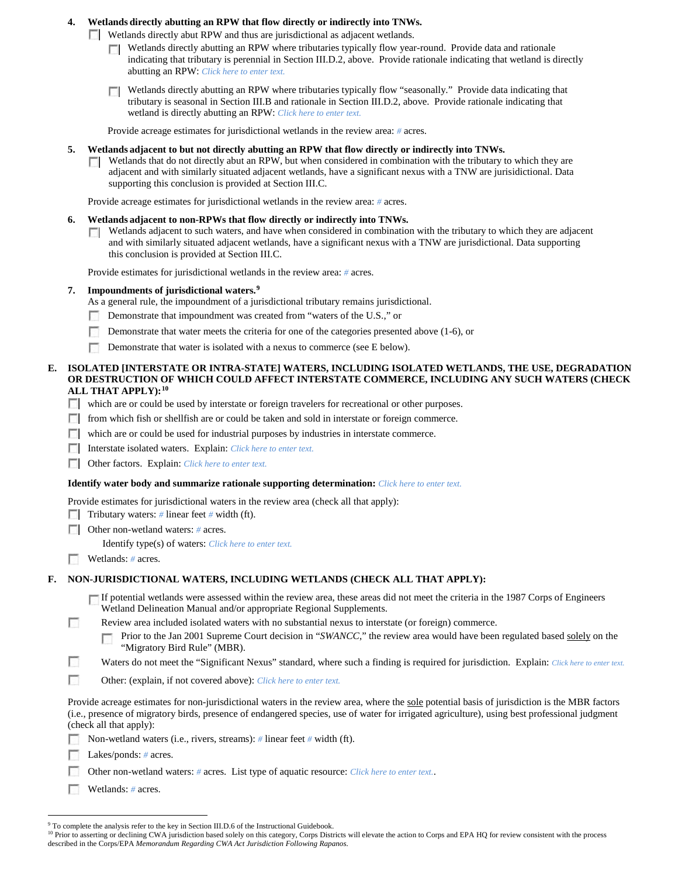4. **Wetlands directly abutting an RPW that flow directly or indirectly into TNWs.**

   ☐ Wetlands directly abut RPW and thus are jurisdictional as adjacent wetlands.

   ☐ Wetlands directly abutting an RPW where tributaries typically flow year-round. Provide data and rationale indicating that tributary is perennial in Section III.D.2, above. Provide rationale indicating that wetland is directly abutting an RPW: *Click here to enter text.*

   ☐ Wetlands directly abutting an RPW where tributaries typically flow "seasonally." Provide data indicating that tributary is seasonal in Section III.B and rationale in Section III.D.2, above. Provide rationale indicating that wetland is directly abutting an RPW: *Click here to enter text.*

   Provide acreage estimates for jurisdictional wetlands in the review area: *#* acres.

5. **Wetlands adjacent to but not directly abutting an RPW that flow directly or indirectly into TNWs.**

   ☐ Wetlands that do not directly abut an RPW, but when considered in combination with the tributary to which they are adjacent and with similarly situated adjacent wetlands, have a significant nexus with a TNW are jurisidictional. Data supporting this conclusion is provided at Section III.C.

   Provide acreage estimates for jurisdictional wetlands in the review area: *#* acres.

6. **Wetlands adjacent to non-RPWs that flow directly or indirectly into TNWs.**

   ☐ Wetlands adjacent to such waters, and have when considered in combination with the tributary to which they are adjacent and with similarly situated adjacent wetlands, have a significant nexus with a TNW are jurisdictional. Data supporting this conclusion is provided at Section III.C.

   Provide estimates for jurisdictional wetlands in the review area: *#* acres.

7. **Impoundments of jurisdictional waters.**[9]

   As a general rule, the impoundment of a jurisdictional tributary remains jurisdictional.

   ☐ Demonstrate that impoundment was created from "waters of the U.S.," or

   ☐ Demonstrate that water meets the criteria for one of the categories presented above (1-6), or

   ☐ Demonstrate that water is isolated with a nexus to commerce (see E below).

**E. ISOLATED [INTERSTATE OR INTRA-STATE] WATERS, INCLUDING ISOLATED WETLANDS, THE USE, DEGRADATION OR DESTRUCTION OF WHICH COULD AFFECT INTERSTATE COMMERCE, INCLUDING ANY SUCH WATERS (CHECK ALL THAT APPLY):**[10]

☐ which are or could be used by interstate or foreign travelers for recreational or other purposes.

☐ from which fish or shellfish are or could be taken and sold in interstate or foreign commerce.

☐ which are or could be used for industrial purposes by industries in interstate commerce.

☐ Interstate isolated waters. Explain: *Click here to enter text.*

☐ Other factors. Explain: *Click here to enter text.*

**Identify water body and summarize rationale supporting determination:** *Click here to enter text.*

Provide estimates for jurisdictional waters in the review area (check all that apply):

☐ Tributary waters: *#* linear feet *#* width (ft).

☐ Other non-wetland waters: *#* acres.

   Identify type(s) of waters: *Click here to enter text.*

☐ Wetlands: *#* acres.

**F. NON-JURISDICTIONAL WATERS, INCLUDING WETLANDS (CHECK ALL THAT APPLY):**

☐ If potential wetlands were assessed within the review area, these areas did not meet the criteria in the 1987 Corps of Engineers Wetland Delineation Manual and/or appropriate Regional Supplements.

☐ Review area included isolated waters with no substantial nexus to interstate (or foreign) commerce.

   ☐ Prior to the Jan 2001 Supreme Court decision in "*SWANCC*," the review area would have been regulated based solely on the "Migratory Bird Rule" (MBR).

☐ Waters do not meet the "Significant Nexus" standard, where such a finding is required for jurisdiction. Explain: *Click here to enter text.*

☐ Other: (explain, if not covered above): *Click here to enter text.*

Provide acreage estimates for non-jurisdictional waters in the review area, where the sole potential basis of jurisdiction is the MBR factors (i.e., presence of migratory birds, presence of endangered species, use of water for irrigated agriculture), using best professional judgment (check all that apply):

☐ Non-wetland waters (i.e., rivers, streams): *#* linear feet *#* width (ft).

☐ Lakes/ponds: *#* acres.

☐ Other non-wetland waters: *#* acres. List type of aquatic resource: *Click here to enter text.*.

☐ Wetlands: *#* acres.

---

[9] To complete the analysis refer to the key in Section III.D.6 of the Instructional Guidebook.

[10] Prior to asserting or declining CWA jurisdiction based solely on this category, Corps Districts will elevate the action to Corps and EPA HQ for review consistent with the process described in the Corps/EPA *Memorandum Regarding CWA Act Jurisdiction Following Rapanos.*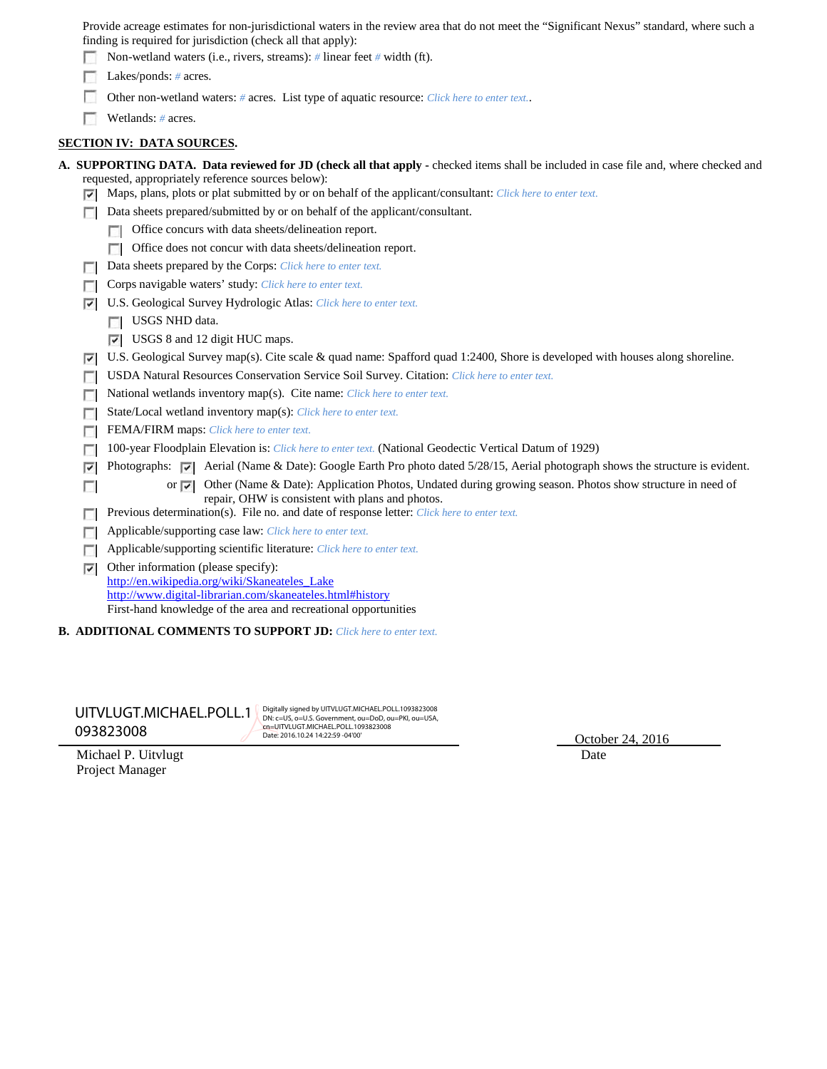Provide acreage estimates for non-jurisdictional waters in the review area that do not meet the "Significant Nexus" standard, where such a finding is required for jurisdiction (check all that apply):

- [ ] Non-wetland waters (i.e., rivers, streams): # linear feet # width (ft).
- [ ] Lakes/ponds: # acres.
- [ ] Other non-wetland waters: # acres. List type of aquatic resource: Click here to enter text..
- [ ] Wetlands: # acres.

**SECTION IV: DATA SOURCES.**

**A. SUPPORTING DATA. Data reviewed for JD (check all that apply** - checked items shall be included in case file and, where checked and requested, appropriately reference sources below):

- [x] Maps, plans, plots or plat submitted by or on behalf of the applicant/consultant: Click here to enter text.
- [ ] Data sheets prepared/submitted by or on behalf of the applicant/consultant.
  - [ ] Office concurs with data sheets/delineation report.
  - [ ] Office does not concur with data sheets/delineation report.
- [ ] Data sheets prepared by the Corps: Click here to enter text.
- [ ] Corps navigable waters' study: Click here to enter text.
- [x] U.S. Geological Survey Hydrologic Atlas: Click here to enter text.
  - [ ] USGS NHD data.
  - [x] USGS 8 and 12 digit HUC maps.
- [x] U.S. Geological Survey map(s). Cite scale & quad name: Spafford quad 1:2400, Shore is developed with houses along shoreline.
- [ ] USDA Natural Resources Conservation Service Soil Survey. Citation: Click here to enter text.
- [ ] National wetlands inventory map(s). Cite name: Click here to enter text.
- [ ] State/Local wetland inventory map(s): Click here to enter text.
- [ ] FEMA/FIRM maps: Click here to enter text.
- [ ] 100-year Floodplain Elevation is: Click here to enter text. (National Geodectic Vertical Datum of 1929)
- [x] Photographs: [x] Aerial (Name & Date): Google Earth Pro photo dated 5/28/15, Aerial photograph shows the structure is evident.
- [ ] or [x] Other (Name & Date): Application Photos, Undated during growing season. Photos show structure in need of repair, OHW is consistent with plans and photos.
- [ ] Previous determination(s). File no. and date of response letter: Click here to enter text.
- [ ] Applicable/supporting case law: Click here to enter text.
- [ ] Applicable/supporting scientific literature: Click here to enter text.
- [x] Other information (please specify):
  http://en.wikipedia.org/wiki/Skaneateles_Lake
  http://www.digital-librarian.com/skaneateles.html#history
  First-hand knowledge of the area and recreational opportunities

**B. ADDITIONAL COMMENTS TO SUPPORT JD:** Click here to enter text.

UITVLUGT.MICHAEL.POLL.1093823008
Digitally signed by UITVLUGT.MICHAEL.POLL.1093823008
DN: c=US, o=U.S. Government, ou=DoD, ou=PKI, ou=USA, cn=UITVLUGT.MICHAEL.POLL.1093823008
Date: 2016.10.24 14:22:59 -04'00'

Michael P. Uitvlugt
Project Manager

October 24, 2016
Date